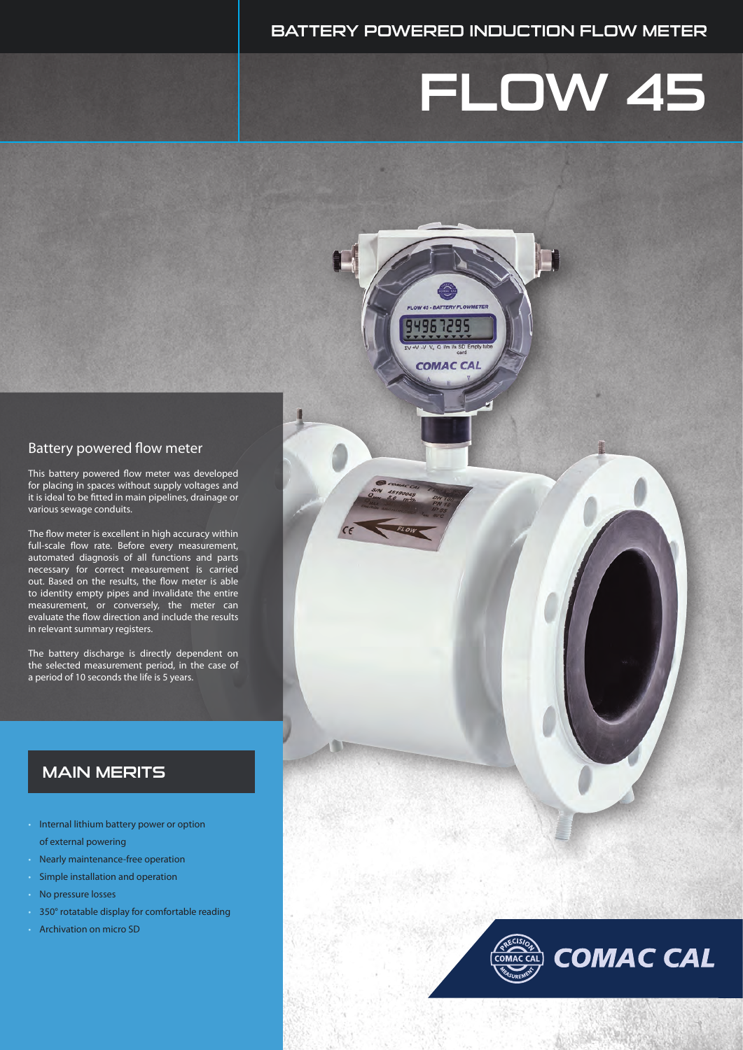BATTERY POWERED INDUCTION FLOW METER

# FLOW 45

## Battery powered flow meter

This battery powered flow meter was developed for placing in spaces without supply voltages and it is ideal to be fitted in main pipelines, drainage or various sewage conduits.

The flow meter is excellent in high accuracy within full-scale flow rate. Before every measurement, automated diagnosis of all functions and parts necessary for correct measurement is carried out. Based on the results, the flow meter is able to identity empty pipes and invalidate the entire measurement, or conversely, the meter can evaluate the flow direction and include the results in relevant summary registers.

The battery discharge is directly dependent on the selected measurement period, in the case of a period of 10 seconds the life is 5 years.

## MAIN MERITS

- Internal lithium battery power or option of external powering
- Nearly maintenance-free operation
- Simple installation and operation
- No pressure losses
- 350° rotatable display for comfortable reading
- Archivation on micro SD

COMAC CAL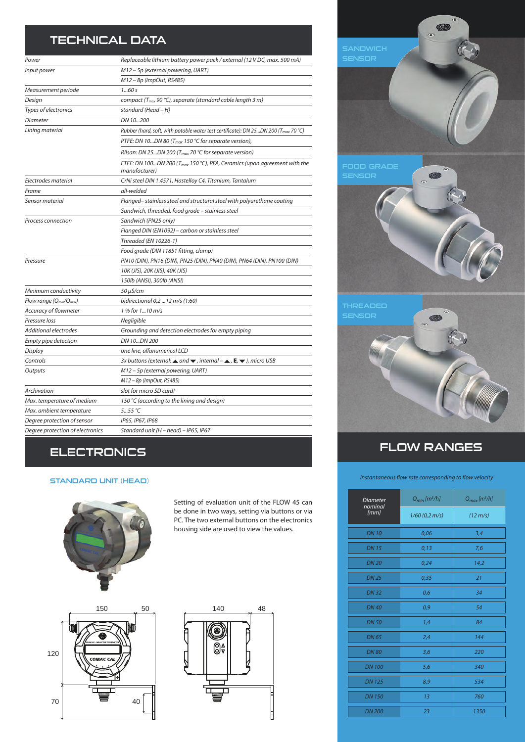## TECHNICAL DATA

| | |
|---|---|
| Power | Replaceable lithium battery power pack / external (12 V DC, max. 500 mA) |
| Input power | M12 – 5p (external powering, UART) |
| | M12 – 8p (ImpOut, RS485) |
| Measurement periode | 1...60 s |
| Design | compact ($T_{max}$ 90 °C), separate (standard cable length 3 m) |
| Types of electronics | standard (Head – H) |
| Diameter | DN 10...200 |
| Lining material | Rubber (hard, soft, with potable water test certificate): DN 25...DN 200 ($T_{max}$ 70 °C) |
| | PTFE: DN 10...DN 80 ($T_{max}$ 150 °C for separate version), |
| | Rilsan: DN 25...DN 200 ($T_{max}$ 70 °C for separate version) |
| | ETFE: DN 100...DN 200 ($T_{max}$ 150 °C), PFA, Ceramics (upon agreement with the manufacturer) |
| Electrodes material | CrNi steel DIN 1.4571, Hastelloy C4, Titanium, Tantalum |
| Frame | all-welded |
| Sensor material | Flanged– stainless steel and structural steel with polyurethane coating |
| | Sandwich, threaded, food grade – stainless steel |
| Process connection | Sandwich (PN25 only) |
| | Flanged DIN (EN1092) – carbon or stainless steel |
| | Threaded (EN 10226-1) |
| | Food grade (DIN 11851 fitting, clamp) |
| Pressure | PN10 (DIN), PN16 (DIN), PN25 (DIN), PN40 (DIN), PN64 (DIN), PN100 (DIN) |
| | 10K (JIS), 20K (JIS), 40K (JIS) |
| | 150lb (ANSI), 300lb (ANSI) |
| Minimum conductivity | 50 µS/cm |
| Flow range ($Q_{min}$/$Q_{max}$) | bidirectional 0,2 ...12 m/s (1:60) |
| Accuracy of flowmeter | 1 % for 1...10 m/s |
| Pressure loss | Negligible |
| Additional electrodes | Grounding and detection electrodes for empty piping |
| Empty pipe detection | DN 10...DN 200 |
| Display | one line, alfanumerical LCD |
| Controls | 3x buttons (external: ▲ and ▼, internal – ▲, E, ▼), micro USB |
| Outputs | M12 – 5p (external powering, UART) |
| | M12 – 8p (ImpOut, RS485) |
| Archivation | slot for micro SD card} |
| Max. temperature of medium | 150 °C (according to the lining and design) |
| Max. ambient temperature | 5...55 °C |
| Degree protection of sensor | IP65, IP67, IP68 |
| Degree protection of electronics | Standard unit (H – head) – IP65, IP67 |

## ELECTRONICS

### STANDARD UNIT (HEAD)

Setting of evaluation unit of the FLOW 45 can be done in two ways, setting via buttons or via PC. The two external buttons on the electronics housing side are used to view the values.

150 50

120

70 40

140 48

SANDWICH SENSOR

FOOD GRADE SENSOR

THREADED SENSOR

## FLOW RANGES

*Instantaneous flow rate corresponding to flow velocity*

| Diameter nominal [mm] | $Q_{min}$ [m³/h] | $Q_{max}$ [m³/h] |
|---|---|---|
| | 1/60 (0,2 m/s) | (12 m/s) |
| DN 10 | 0,06 | 3,4 |
| DN 15 | 0,13 | 7,6 |
| DN 20 | 0,24 | 14,2 |
| DN 25 | 0,35 | 21 |
| DN 32 | 0,6 | 34 |
| DN 40 | 0,9 | 54 |
| DN 50 | 1,4 | 84 |
| DN 65 | 2,4 | 144 |
| DN 80 | 3,6 | 220 |
| DN 100 | 5,6 | 340 |
| DN 125 | 8,9 | 534 |
| DN 150 | 13 | 760 |
| DN 200 | 23 | 1350 |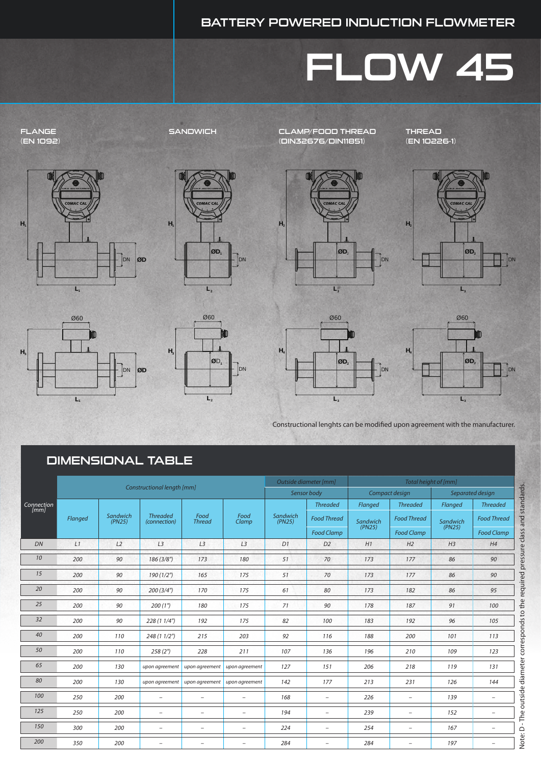BATTERY POWERED INDUCTION FLOWMETER

# FLOW 45

FLANGE (EN 1092)

SANDWICH

CLAMP/FOOD THREAD (DIN32676/DIN11851)

THREAD (EN 10226-1)

Constructional lenghts can be modified upon agreement with the manufacturer.

## DIMENSIONAL TABLE

| Connection [mm] | Constructional length [mm] | | | | | Outside diameter [mm] | | Total height of [mm] | | | |
|---|---|---|---|---|---|---|---|---|---|---|---|
| | | | | | | Sensor body | | Compact design | | Separated design | |
| | Flanged | Sandwich (PN25) | Threaded (connection) | Food Thread | Food Clamp | Sandwich (PN25) | Threaded / Food Thread / Food Clamp | Flanged / Sandwich (PN25) | Threaded / Food Thread / Food Clamp | Flanged / Sandwich (PN25) | Threaded / Food Thread / Food Clamp |
| DN | L1 | L2 | L3 | L3 | L3 | D1 | D2 | H1 | H2 | H3 | H4 |
| 10 | 200 | 90 | 186 (3/8") | 173 | 180 | 51 | 70 | 173 | 177 | 86 | 90 |
| 15 | 200 | 90 | 190 (1/2") | 165 | 175 | 51 | 70 | 173 | 177 | 86 | 90 |
| 20 | 200 | 90 | 200 (3/4") | 170 | 175 | 61 | 80 | 173 | 182 | 86 | 95 |
| 25 | 200 | 90 | 200 (1") | 180 | 175 | 71 | 90 | 178 | 187 | 91 | 100 |
| 32 | 200 | 90 | 228 (1 1/4") | 192 | 175 | 82 | 100 | 183 | 192 | 96 | 105 |
| 40 | 200 | 110 | 248 (1 1/2") | 215 | 203 | 92 | 116 | 188 | 200 | 101 | 113 |
| 50 | 200 | 110 | 258 (2") | 228 | 211 | 107 | 136 | 196 | 210 | 109 | 123 |
| 65 | 200 | 130 | upon agreement | upon agreement | upon agreement | 127 | 151 | 206 | 218 | 119 | 131 |
| 80 | 200 | 130 | upon agreement | upon agreement | upon agreement | 142 | 177 | 213 | 231 | 126 | 144 |
| 100 | 250 | 200 | – | – | – | 168 | – | 226 | – | 139 | – |
| 125 | 250 | 200 | – | – | – | 194 | – | 239 | – | 152 | – |
| 150 | 300 | 200 | – | – | – | 224 | – | 254 | – | 167 | – |
| 200 | 350 | 200 | – | – | – | 284 | – | 284 | – | 197 | – |

Note: D - The outside diameter corresponds to the required pressure class and standards.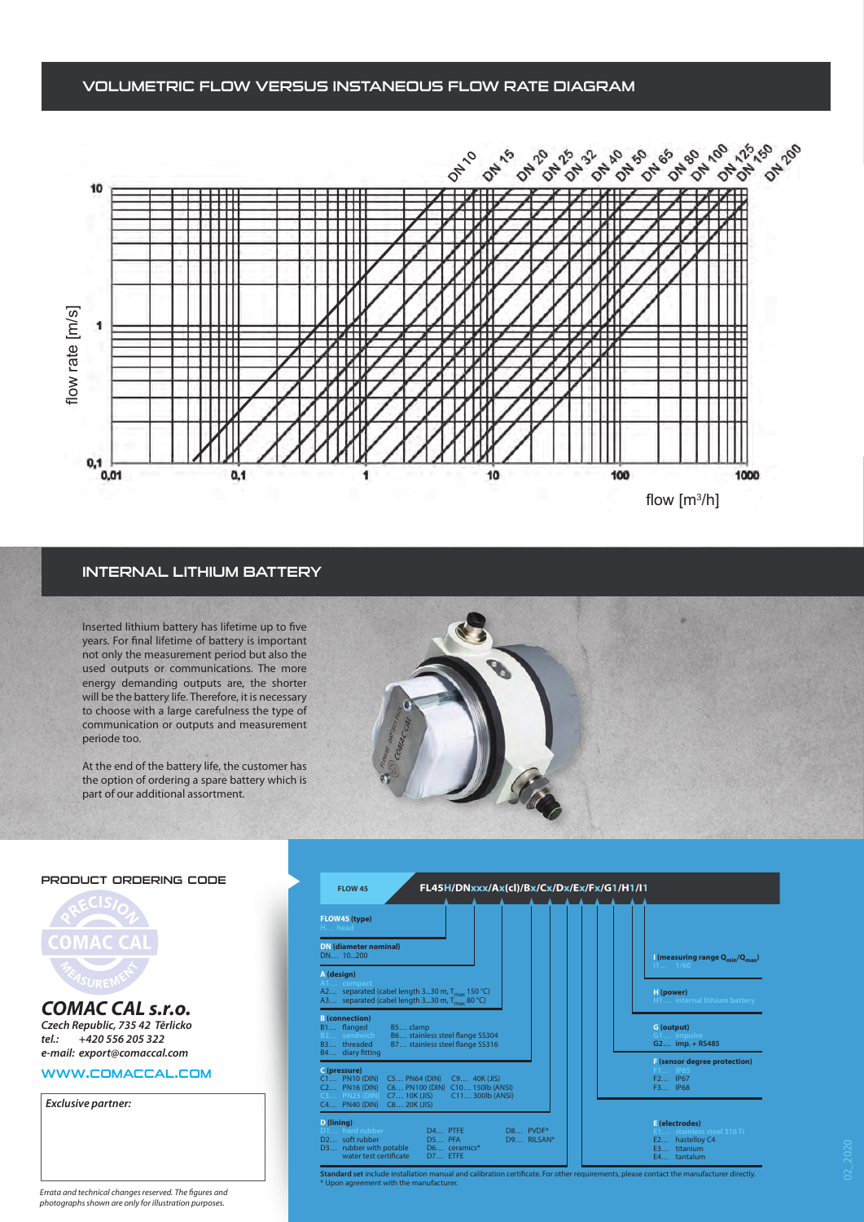## VOLUMETRIC FLOW VERSUS INSTANEOUS FLOW RATE DIAGRAM

DN 10, DN 15, DN 20, DN 25, DN 32, DN 40, DN 50, DN 65, DN 80, DN 100, DN 125, DN 150, DN 200

flow rate [m/s]

10

1

0,1

0,01

0,1

1

10

100

1000

flow [$m^3/h$]

## INTERNAL LITHIUM BATTERY

Inserted lithium battery has lifetime up to five years. For final lifetime of battery is important not only the measurement period but also the used outputs or communications. The more energy demanding outputs are, the shorter will be the battery life. Therefore, it is necessary to choose with a large carefulness the type of communication or outputs and measurement periode too.

At the end of the battery life, the customer has the option of ordering a spare battery which is part of our additional assortment.

## PRODUCT ORDERING CODE

**COMAC CAL s.r.o.**

*Czech Republic, 735 42 Těrlicko*
*tel.: +420 556 205 322*
*e-mail: export@comaccal.com*

WWW.COMACCAL.COM

*Exclusive partner:*

*Errata and technical changes reserved. The figures and photographs shown are only for illustration purposes.*

**FLOW 45** — **FL45H/DNxxx/Ax(cl)/Bx/Cx/Dx/Ex/Fx/G1/H1/I1**

**FLOW45 (type)**
H… head

**DN (diameter nominal)**
DN… 10...200

**A (design)**
A1… compact
A2… separated (cabel length 3...30 m, $T_{max}$ 150 °C)
A3… separated (cabel length 3...30 m, $T_{max}$ 80 °C)

**B (connection)**
B1… flanged
B2… sandwich
B3… threaded
B4… diary fitting
B5… clamp
B6… stainless steel flange SS304
B7… stainless steel flange SS316

**C (pressure)**
C1… PN10 (DIN)
C2… PN16 (DIN)
C3… PN25 (DIN)
C4… PN40 (DIN)
C5… PN64 (DIN)
C6… PN100 (DIN)
C7… 10K (JIS)
C8… 20K (JIS)
C9… 40K (JIS)
C10… 150lb (ANSI)
C11… 300lb (ANSI)

**D (lining)**
D1… hard rubber
D2… soft rubber
D3… rubber with potable water test certificate
D4… PTFE
D5… PFA
D6… ceramics*
D7… ETFE
D8… PVDF*
D9… RILSAN*

**I (measuring range $Q_{min}/Q_{max}$)**
I1… 1/60

**H (power)**
H1… internal lithium battery

**G (output)**
G1… impulse
G2… imp. + RS485

**F (sensor degree protection)**
F1… IP65
F2… IP67
F3… IP68

**E (electrodes)**
E1… stainless steel 316 Ti
E2… hastelloy C4
E3… titanium
E4… tantalum

**Standard set** include installation manual and calibration certificate. For other requirements, please contact the manufacturer directly.
\* Upon agreement with the manufacturer.